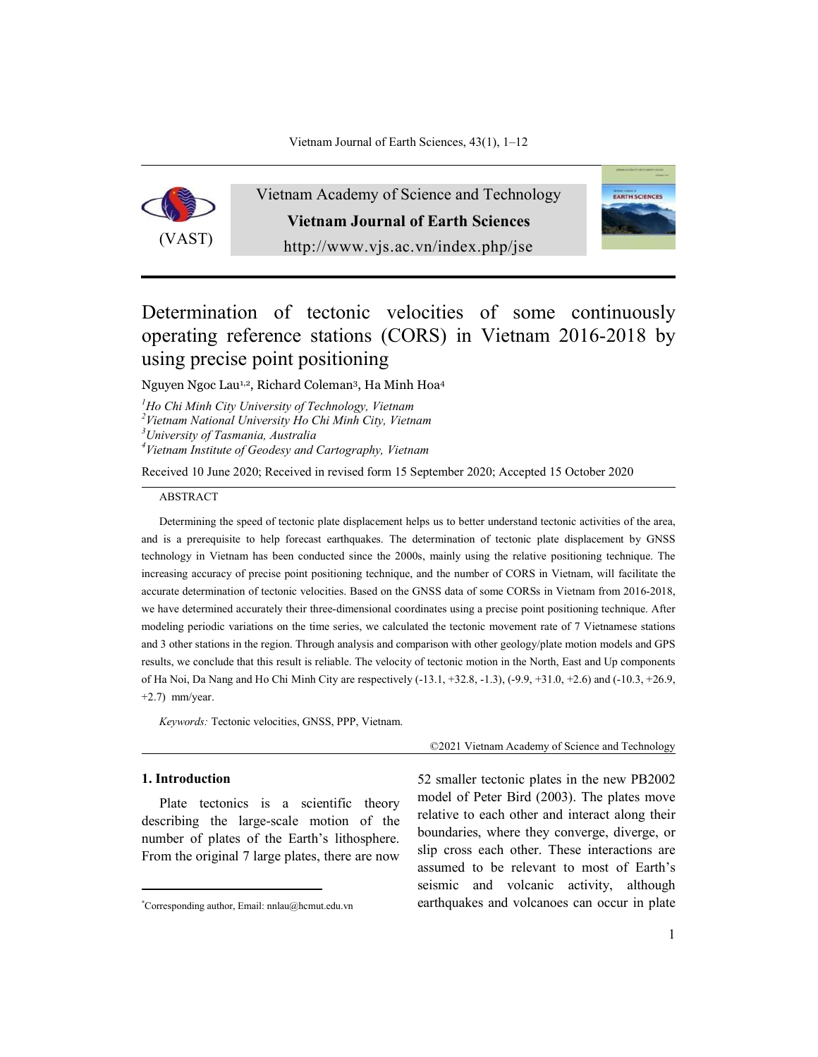Vietnam Academy of Science and Technology

**Vietnam Journal of Earth Sciences**

http://www.vjs.ac.vn/index.php/jse

# Determination of tectonic velocities of some continuously operating reference stations (CORS) in Vietnam 2016-2018 by using precise point positioning

Nguyen Ngoc Lau[1,2], Richard Coleman[3], Ha Minh Hoa[4]

[1]*Ho Chi Minh City University of Technology, Vietnam*
[2]*Vietnam National University Ho Chi Minh City, Vietnam*
[3]*University of Tasmania, Australia*
[4]*Vietnam Institute of Geodesy and Cartography, Vietnam*

Received 10 June 2020; Received in revised form 15 September 2020; Accepted 15 October 2020

ABSTRACT

Determining the speed of tectonic plate displacement helps us to better understand tectonic activities of the area, and is a prerequisite to help forecast earthquakes. The determination of tectonic plate displacement by GNSS technology in Vietnam has been conducted since the 2000s, mainly using the relative positioning technique. The increasing accuracy of precise point positioning technique, and the number of CORS in Vietnam, will facilitate the accurate determination of tectonic velocities. Based on the GNSS data of some CORSs in Vietnam from 2016-2018, we have determined accurately their three-dimensional coordinates using a precise point positioning technique. After modeling periodic variations on the time series, we calculated the tectonic movement rate of 7 Vietnamese stations and 3 other stations in the region. Through analysis and comparison with other geology/plate motion models and GPS results, we conclude that this result is reliable. The velocity of tectonic motion in the North, East and Up components of Ha Noi, Da Nang and Ho Chi Minh City are respectively (-13.1, +32.8, -1.3), (-9.9, +31.0, +2.6) and (-10.3, +26.9, +2.7) mm/year.

*Keywords:* Tectonic velocities, GNSS, PPP, Vietnam.

©2021 Vietnam Academy of Science and Technology

## 1. Introduction

Plate tectonics is a scientific theory describing the large-scale motion of the number of plates of the Earth's lithosphere. From the original 7 large plates, there are now 52 smaller tectonic plates in the new PB2002 model of Peter Bird (2003). The plates move relative to each other and interact along their boundaries, where they converge, diverge, or slip cross each other. These interactions are assumed to be relevant to most of Earth's seismic and volcanic activity, although earthquakes and volcanoes can occur in plate

*Corresponding author, Email: nnlau@hcmut.edu.vn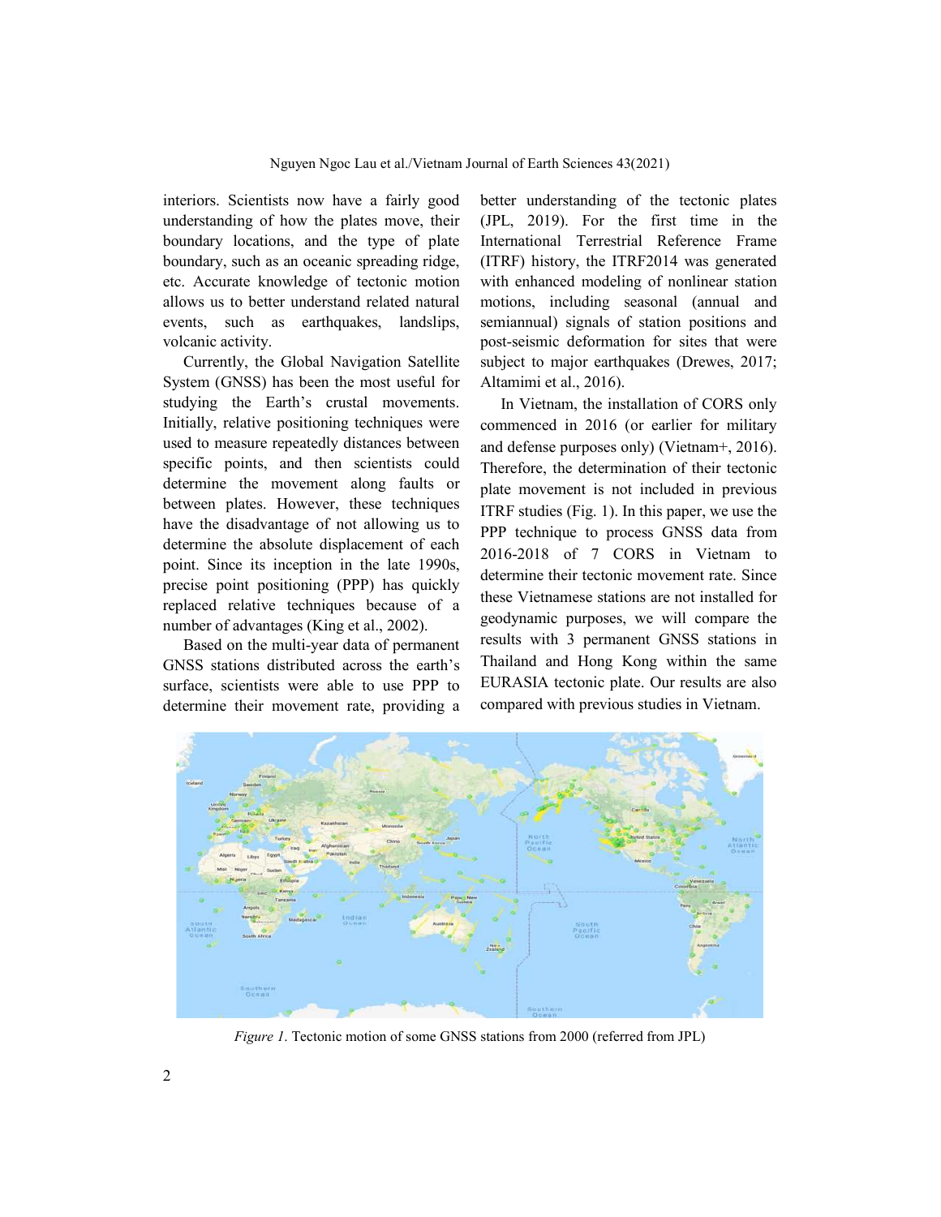interiors. Scientists now have a fairly good understanding of how the plates move, their boundary locations, and the type of plate boundary, such as an oceanic spreading ridge, etc. Accurate knowledge of tectonic motion allows us to better understand related natural events, such as earthquakes, landslips, volcanic activity.

Currently, the Global Navigation Satellite System (GNSS) has been the most useful for studying the Earth's crustal movements. Initially, relative positioning techniques were used to measure repeatedly distances between specific points, and then scientists could determine the movement along faults or between plates. However, these techniques have the disadvantage of not allowing us to determine the absolute displacement of each point. Since its inception in the late 1990s, precise point positioning (PPP) has quickly replaced relative techniques because of a number of advantages (King et al., 2002).

Based on the multi-year data of permanent GNSS stations distributed across the earth's surface, scientists were able to use PPP to determine their movement rate, providing a better understanding of the tectonic plates (JPL, 2019). For the first time in the International Terrestrial Reference Frame (ITRF) history, the ITRF2014 was generated with enhanced modeling of nonlinear station motions, including seasonal (annual and semiannual) signals of station positions and post-seismic deformation for sites that were subject to major earthquakes (Drewes, 2017; Altamimi et al., 2016).

In Vietnam, the installation of CORS only commenced in 2016 (or earlier for military and defense purposes only) (Vietnam+, 2016). Therefore, the determination of their tectonic plate movement is not included in previous ITRF studies (Fig. 1). In this paper, we use the PPP technique to process GNSS data from 2016-2018 of 7 CORS in Vietnam to determine their tectonic movement rate. Since these Vietnamese stations are not installed for geodynamic purposes, we will compare the results with 3 permanent GNSS stations in Thailand and Hong Kong within the same EURASIA tectonic plate. Our results are also compared with previous studies in Vietnam.

*Figure 1*. Tectonic motion of some GNSS stations from 2000 (referred from JPL)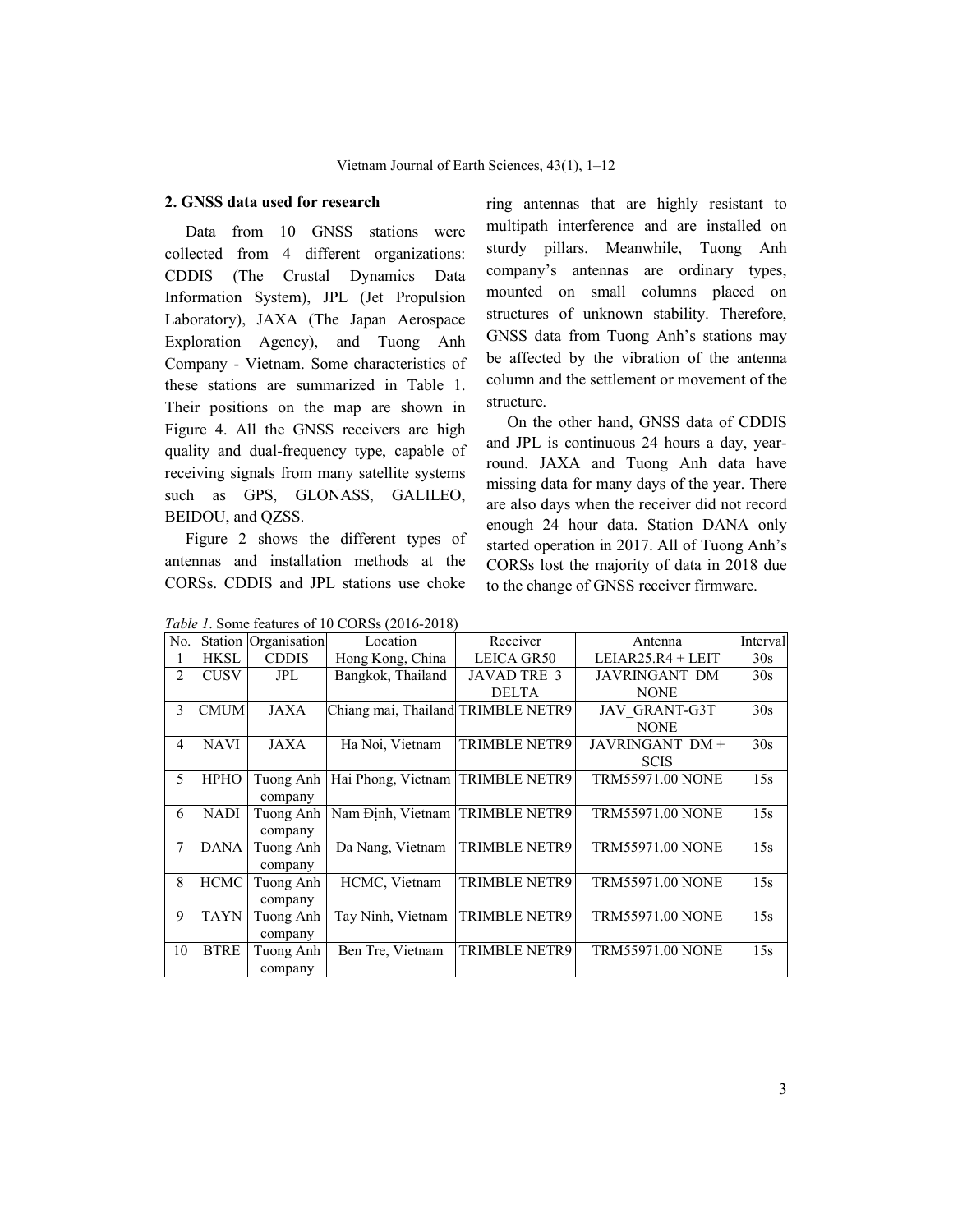## 2. GNSS data used for research

Data from 10 GNSS stations were collected from 4 different organizations: CDDIS (The Crustal Dynamics Data Information System), JPL (Jet Propulsion Laboratory), JAXA (The Japan Aerospace Exploration Agency), and Tuong Anh Company - Vietnam. Some characteristics of these stations are summarized in Table 1. Their positions on the map are shown in Figure 4. All the GNSS receivers are high quality and dual-frequency type, capable of receiving signals from many satellite systems such as GPS, GLONASS, GALILEO, BEIDOU, and QZSS.

Figure 2 shows the different types of antennas and installation methods at the CORSs. CDDIS and JPL stations use choke ring antennas that are highly resistant to multipath interference and are installed on sturdy pillars. Meanwhile, Tuong Anh company's antennas are ordinary types, mounted on small columns placed on structures of unknown stability. Therefore, GNSS data from Tuong Anh's stations may be affected by the vibration of the antenna column and the settlement or movement of the structure.

On the other hand, GNSS data of CDDIS and JPL is continuous 24 hours a day, year-round. JAXA and Tuong Anh data have missing data for many days of the year. There are also days when the receiver did not record enough 24 hour data. Station DANA only started operation in 2017. All of Tuong Anh's CORSs lost the majority of data in 2018 due to the change of GNSS receiver firmware.

*Table 1*. Some features of 10 CORSs (2016-2018)

| No. | Station | Organisation | Location | Receiver | Antenna | Interval |
|---|---|---|---|---|---|---|
| 1 | HKSL | CDDIS | Hong Kong, China | LEICA GR50 | LEIAR25.R4 + LEIT | 30s |
| 2 | CUSV | JPL | Bangkok, Thailand | JAVAD TRE_3 DELTA | JAVRINGANT_DM NONE | 30s |
| 3 | CMUM | JAXA | Chiang mai, Thailand | TRIMBLE NETR9 | JAV_GRANT-G3T NONE | 30s |
| 4 | NAVI | JAXA | Ha Noi, Vietnam | TRIMBLE NETR9 | JAVRINGANT_DM + SCIS | 30s |
| 5 | HPHO | Tuong Anh company | Hai Phong, Vietnam | TRIMBLE NETR9 | TRM55971.00 NONE | 15s |
| 6 | NADI | Tuong Anh company | Nam Định, Vietnam | TRIMBLE NETR9 | TRM55971.00 NONE | 15s |
| 7 | DANA | Tuong Anh company | Da Nang, Vietnam | TRIMBLE NETR9 | TRM55971.00 NONE | 15s |
| 8 | HCMC | Tuong Anh company | HCMC, Vietnam | TRIMBLE NETR9 | TRM55971.00 NONE | 15s |
| 9 | TAYN | Tuong Anh company | Tay Ninh, Vietnam | TRIMBLE NETR9 | TRM55971.00 NONE | 15s |
| 10 | BTRE | Tuong Anh company | Ben Tre, Vietnam | TRIMBLE NETR9 | TRM55971.00 NONE | 15s |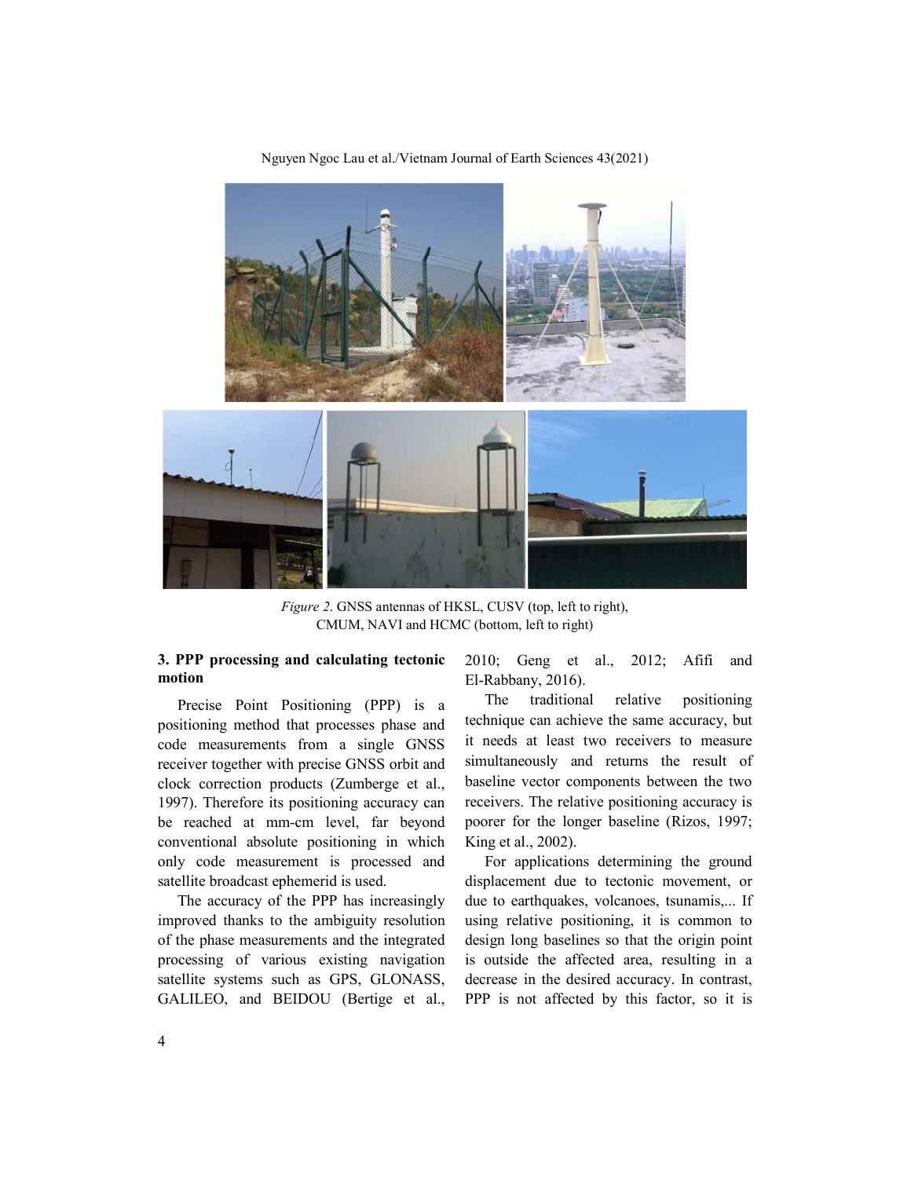*Figure 2*. GNSS antennas of HKSL, CUSV (top, left to right), CMUM, NAVI and HCMC (bottom, left to right)

### 3. PPP processing and calculating tectonic motion

Precise Point Positioning (PPP) is a positioning method that processes phase and code measurements from a single GNSS receiver together with precise GNSS orbit and clock correction products (Zumberge et al., 1997). Therefore its positioning accuracy can be reached at mm-cm level, far beyond conventional absolute positioning in which only code measurement is processed and satellite broadcast ephemerid is used.

The accuracy of the PPP has increasingly improved thanks to the ambiguity resolution of the phase measurements and the integrated processing of various existing navigation satellite systems such as GPS, GLONASS, GALILEO, and BEIDOU (Bertige et al., 2010; Geng et al., 2012; Afifi and El-Rabbany, 2016).

The traditional relative positioning technique can achieve the same accuracy, but it needs at least two receivers to measure simultaneously and returns the result of baseline vector components between the two receivers. The relative positioning accuracy is poorer for the longer baseline (Rizos, 1997; King et al., 2002).

For applications determining the ground displacement due to tectonic movement, or due to earthquakes, volcanoes, tsunamis,... If using relative positioning, it is common to design long baselines so that the origin point is outside the affected area, resulting in a decrease in the desired accuracy. In contrast, PPP is not affected by this factor, so it is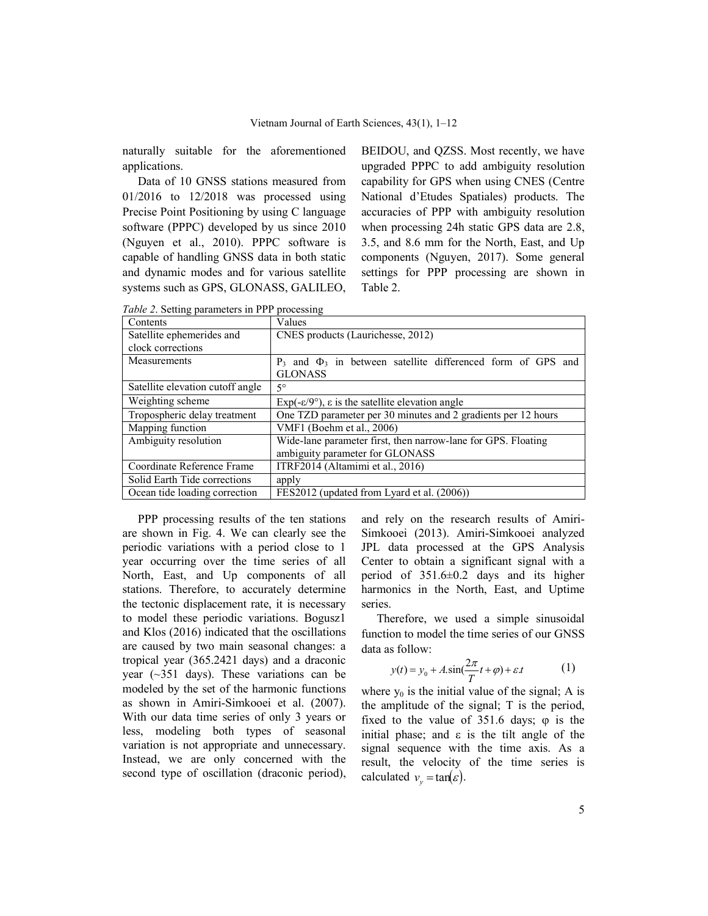naturally suitable for the aforementioned applications.

Data of 10 GNSS stations measured from 01/2016 to 12/2018 was processed using Precise Point Positioning by using C language software (PPPC) developed by us since 2010 (Nguyen et al., 2010). PPPC software is capable of handling GNSS data in both static and dynamic modes and for various satellite systems such as GPS, GLONASS, GALILEO, BEIDOU, and QZSS. Most recently, we have upgraded PPPC to add ambiguity resolution capability for GPS when using CNES (Centre National d'Etudes Spatiales) products. The accuracies of PPP with ambiguity resolution when processing 24h static GPS data are 2.8, 3.5, and 8.6 mm for the North, East, and Up components (Nguyen, 2017). Some general settings for PPP processing are shown in Table 2.

*Table 2*. Setting parameters in PPP processing

| Contents | Values |
|---|---|
| Satellite ephemerides and clock corrections | CNES products (Laurichesse, 2012) |
| Measurements | $P_3$ and $\Phi_3$ in between satellite differenced form of GPS and GLONASS |
| Satellite elevation cutoff angle | 5° |
| Weighting scheme | Exp(-ε/9°), ε is the satellite elevation angle |
| Tropospheric delay treatment | One TZD parameter per 30 minutes and 2 gradients per 12 hours |
| Mapping function | VMF1 (Boehm et al., 2006) |
| Ambiguity resolution | Wide-lane parameter first, then narrow-lane for GPS. Floating ambiguity parameter for GLONASS |
| Coordinate Reference Frame | ITRF2014 (Altamimi et al., 2016) |
| Solid Earth Tide corrections | apply |
| Ocean tide loading correction | FES2012 (updated from Lyard et al. (2006)) |

PPP processing results of the ten stations are shown in Fig. 4. We can clearly see the periodic variations with a period close to 1 year occurring over the time series of all North, East, and Up components of all stations. Therefore, to accurately determine the tectonic displacement rate, it is necessary to model these periodic variations. Bogusz1 and Klos (2016) indicated that the oscillations are caused by two main seasonal changes: a tropical year (365.2421 days) and a draconic year (~351 days). These variations can be modeled by the set of the harmonic functions as shown in Amiri-Simkooei et al. (2007). With our data time series of only 3 years or less, modeling both types of seasonal variation is not appropriate and unnecessary. Instead, we are only concerned with the second type of oscillation (draconic period), and rely on the research results of Amiri-Simkooei (2013). Amiri-Simkooei analyzed JPL data processed at the GPS Analysis Center to obtain a significant signal with a period of 351.6±0.2 days and its higher harmonics in the North, East, and Uptime series.

Therefore, we used a simple sinusoidal function to model the time series of our GNSS data as follow:

$$y(t) = y_0 + A.\sin(\frac{2\pi}{T}t + \varphi) + \varepsilon.t \qquad (1)$$

where $y_0$ is the initial value of the signal; A is the amplitude of the signal; T is the period, fixed to the value of 351.6 days; φ is the initial phase; and ε is the tilt angle of the signal sequence with the time axis. As a result, the velocity of the time series is calculated $v_y = \tan(\varepsilon)$.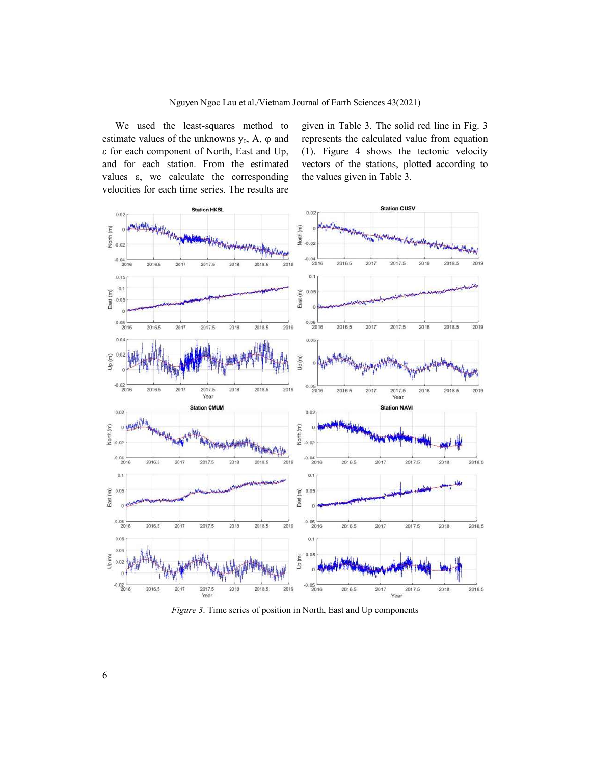We used the least-squares method to estimate values of the unknowns $y_0$, A, $\varphi$ and $\varepsilon$ for each component of North, East and Up, and for each station. From the estimated values $\varepsilon$, we calculate the corresponding velocities for each time series. The results are given in Table 3. The solid red line in Fig. 3 represents the calculated value from equation (1). Figure 4 shows the tectonic velocity vectors of the stations, plotted according to the values given in Table 3.

*Figure 3*. Time series of position in North, East and Up components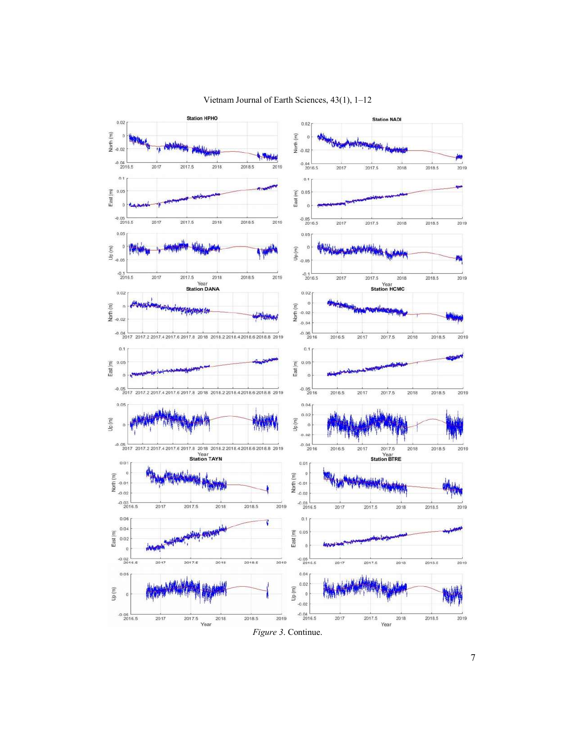*Figure 3*. Continue.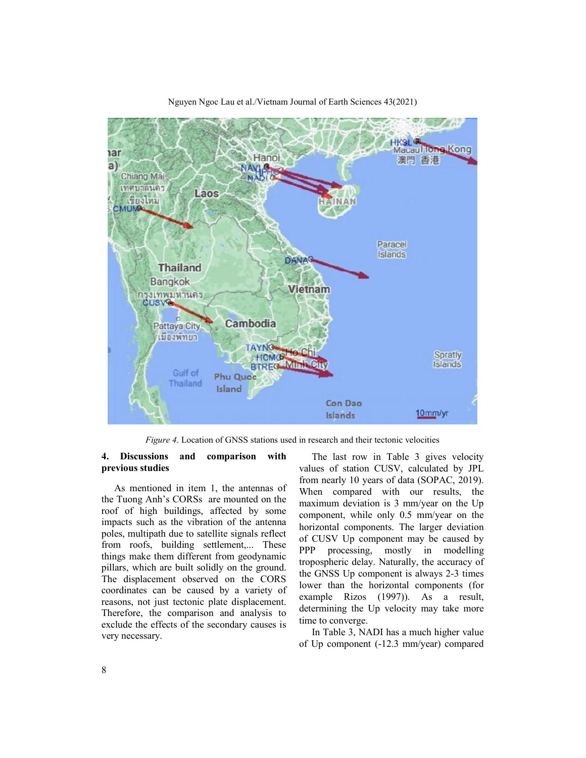*Figure 4*. Location of GNSS stations used in research and their tectonic velocities

## 4. Discussions and comparison with previous studies

As mentioned in item 1, the antennas of the Tuong Anh's CORSs are mounted on the roof of high buildings, affected by some impacts such as the vibration of the antenna poles, multipath due to satellite signals reflect from roofs, building settlement,... These things make them different from geodynamic pillars, which are built solidly on the ground. The displacement observed on the CORS coordinates can be caused by a variety of reasons, not just tectonic plate displacement. Therefore, the comparison and analysis to exclude the effects of the secondary causes is very necessary.

The last row in Table 3 gives velocity values of station CUSV, calculated by JPL from nearly 10 years of data (SOPAC, 2019). When compared with our results, the maximum deviation is 3 mm/year on the Up component, while only 0.5 mm/year on the horizontal components. The larger deviation of CUSV Up component may be caused by PPP processing, mostly in modelling tropospheric delay. Naturally, the accuracy of the GNSS Up component is always 2-3 times lower than the horizontal components (for example Rizos (1997)). As a result, determining the Up velocity may take more time to converge.

In Table 3, NADI has a much higher value of Up component (-12.3 mm/year) compared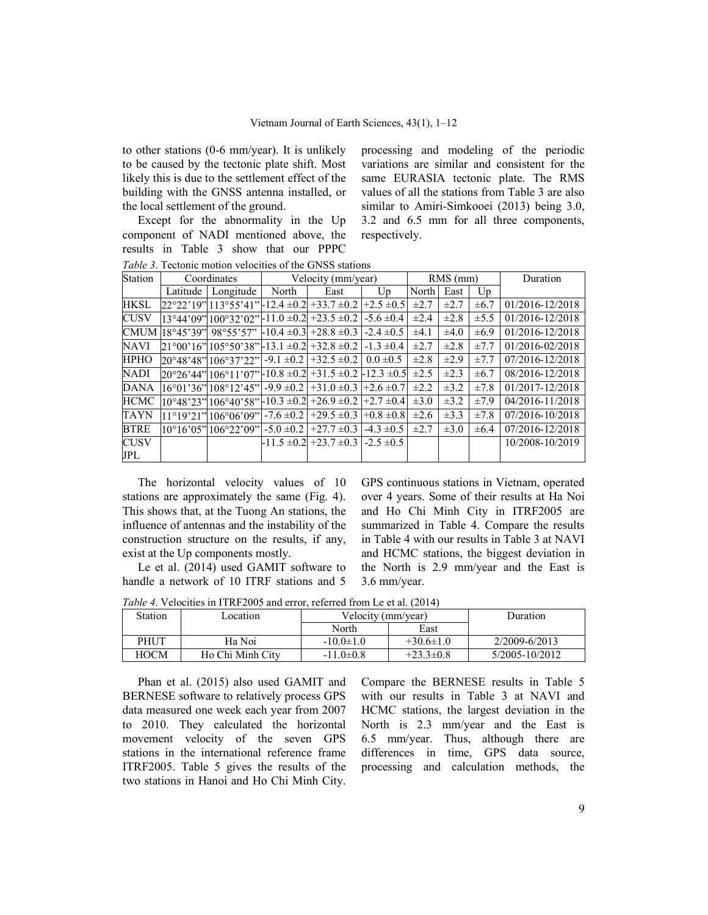to other stations (0-6 mm/year). It is unlikely to be caused by the tectonic plate shift. Most likely this is due to the settlement effect of the building with the GNSS antenna installed, or the local settlement of the ground.

Except for the abnormality in the Up component of NADI mentioned above, the results in Table 3 show that our PPPC processing and modeling of the periodic variations are similar and consistent for the same EURASIA tectonic plate. The RMS values of all the stations from Table 3 are also similar to Amiri-Simkooei (2013) being 3.0, 3.2 and 6.5 mm for all three components, respectively.

*Table 3*. Tectonic motion velocities of the GNSS stations

| Station | Coordinates | | Velocity (mm/year) | | | RMS (mm) | | | Duration |
|---|---|---|---|---|---|---|---|---|---|
| | Latitude | Longitude | North | East | Up | North | East | Up | |
| HKSL | 22°22'19" | 113°55'41" | -12.4 ±0.2 | +33.7 ±0.2 | +2.5 ±0.5 | ±2.7 | ±2.7 | ±6.7 | 01/2016-12/2018 |
| CUSV | 13°44'09" | 100°32'02" | -11.0 ±0.2 | +23.5 ±0.2 | -5.6 ±0.4 | ±2.4 | ±2.8 | ±5.5 | 01/2016-12/2018 |
| CMUM | 18°45'39" | 98°55'57" | -10.4 ±0.3 | +28.8 ±0.3 | -2.4 ±0.5 | ±4.1 | ±4.0 | ±6.9 | 01/2016-12/2018 |
| NAVI | 21°00'16" | 105°50'38" | -13.1 ±0.2 | +32.8 ±0.2 | -1.3 ±0.4 | ±2.7 | ±2.8 | ±7.7 | 01/2016-02/2018 |
| HPHO | 20°48'48" | 106°37'22" | -9.1 ±0.2 | +32.5 ±0.2 | 0.0 ±0.5 | ±2.8 | ±2.9 | ±7.7 | 07/2016-12/2018 |
| NADI | 20°26'44" | 106°11'07" | -10.8 ±0.2 | +31.5 ±0.2 | -12.3 ±0.5 | ±2.5 | ±2.3 | ±6.7 | 08/2016-12/2018 |
| DANA | 16°01'36" | 108°12'45" | -9.9 ±0.2 | +31.0 ±0.3 | +2.6 ±0.7 | ±2.2 | ±3.2 | ±7.8 | 01/2017-12/2018 |
| HCMC | 10°48'23" | 106°40'58" | -10.3 ±0.2 | +26.9 ±0.2 | +2.7 ±0.4 | ±3.0 | ±3.2 | ±7.9 | 04/2016-11/2018 |
| TAYN | 11°19'21" | 106°06'09" | -7.6 ±0.2 | +29.5 ±0.3 | +0.8 ±0.8 | ±2.6 | ±3.3 | ±7.8 | 07/2016-10/2018 |
| BTRE | 10°16'05" | 106°22'09" | -5.0 ±0.2 | +27.7 ±0.3 | -4.3 ±0.5 | ±2.7 | ±3.0 | ±6.4 | 07/2016-12/2018 |
| CUSV JPL | | | -11.5 ±0.2 | +23.7 ±0.3 | -2.5 ±0.5 | | | | 10/2008-10/2019 |

The horizontal velocity values of 10 stations are approximately the same (Fig. 4). This shows that, at the Tuong An stations, the influence of antennas and the instability of the construction structure on the results, if any, exist at the Up components mostly.

Le et al. (2014) used GAMIT software to handle a network of 10 ITRF stations and 5 GPS continuous stations in Vietnam, operated over 4 years. Some of their results at Ha Noi and Ho Chi Minh City in ITRF2005 are summarized in Table 4. Compare the results in Table 4 with our results in Table 3 at NAVI and HCMC stations, the biggest deviation in the North is 2.9 mm/year and the East is 3.6 mm/year.

*Table 4*. Velocities in ITRF2005 and error, referred from Le et al. (2014)

| Station | Location | Velocity (mm/year) | | Duration |
|---|---|---|---|---|
| | | North | East | |
| PHUT | Ha Noi | -10.0±1.0 | +30.6±1.0 | 2/2009-6/2013 |
| HOCM | Ho Chi Minh City | -11.0±0.8 | +23.3±0.8 | 5/2005-10/2012 |

Phan et al. (2015) also used GAMIT and BERNESE software to relatively process GPS data measured one week each year from 2007 to 2010. They calculated the horizontal movement velocity of the seven GPS stations in the international reference frame ITRF2005. Table 5 gives the results of the two stations in Hanoi and Ho Chi Minh City. Compare the BERNESE results in Table 5 with our results in Table 3 at NAVI and HCMC stations, the largest deviation in the North is 2.3 mm/year and the East is 6.5 mm/year. Thus, although there are differences in time, GPS data source, processing and calculation methods, the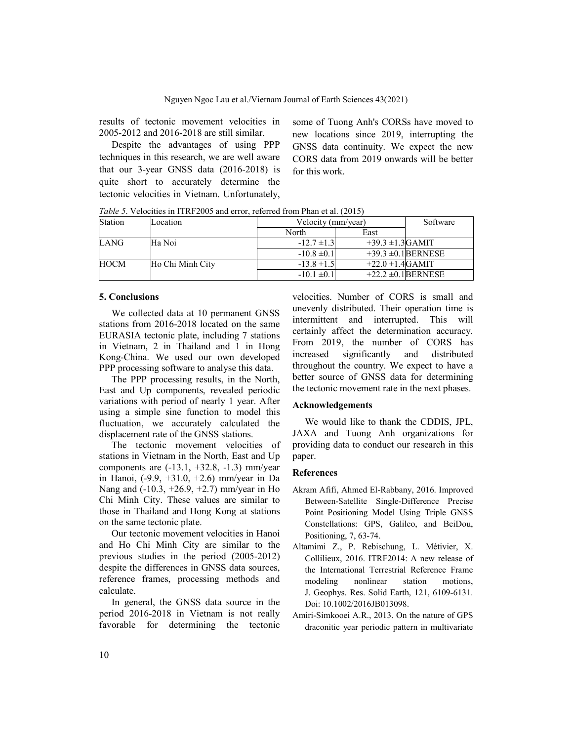results of tectonic movement velocities in 2005-2012 and 2016-2018 are still similar.

Despite the advantages of using PPP techniques in this research, we are well aware that our 3-year GNSS data (2016-2018) is quite short to accurately determine the tectonic velocities in Vietnam. Unfortunately, some of Tuong Anh's CORSs have moved to new locations since 2019, interrupting the GNSS data continuity. We expect the new CORS data from 2019 onwards will be better for this work.

*Table 5*. Velocities in ITRF2005 and error, referred from Phan et al. (2015)

| Station | Location | Velocity (mm/year) | | Software |
|---|---|---|---|---|
| | | North | East | |
| LANG | Ha Noi | -12.7 ±1.3 | +39.3 ±1.3 | GAMIT |
| | | -10.8 ±0.1 | +39.3 ±0.1 | BERNESE |
| HOCM | Ho Chi Minh City | -13.8 ±1.5 | +22.0 ±1.4 | GAMIT |
| | | -10.1 ±0.1 | +22.2 ±0.1 | BERNESE |

## 5. Conclusions

We collected data at 10 permanent GNSS stations from 2016-2018 located on the same EURASIA tectonic plate, including 7 stations in Vietnam, 2 in Thailand and 1 in Hong Kong-China. We used our own developed PPP processing software to analyse this data.

The PPP processing results, in the North, East and Up components, revealed periodic variations with period of nearly 1 year. After using a simple sine function to model this fluctuation, we accurately calculated the displacement rate of the GNSS stations.

The tectonic movement velocities of stations in Vietnam in the North, East and Up components are (-13.1, +32.8, -1.3) mm/year in Hanoi, (-9.9, +31.0, +2.6) mm/year in Da Nang and (-10.3, +26.9, +2.7) mm/year in Ho Chi Minh City. These values are similar to those in Thailand and Hong Kong at stations on the same tectonic plate.

Our tectonic movement velocities in Hanoi and Ho Chi Minh City are similar to the previous studies in the period (2005-2012) despite the differences in GNSS data sources, reference frames, processing methods and calculate.

In general, the GNSS data source in the period 2016-2018 in Vietnam is not really favorable for determining the tectonic velocities. Number of CORS is small and unevenly distributed. Their operation time is intermittent and interrupted. This will certainly affect the determination accuracy. From 2019, the number of CORS has increased significantly and distributed throughout the country. We expect to have a better source of GNSS data for determining the tectonic movement rate in the next phases.

## Acknowledgements

We would like to thank the CDDIS, JPL, JAXA and Tuong Anh organizations for providing data to conduct our research in this paper.

## References

Akram Afifi, Ahmed El-Rabbany, 2016. Improved Between-Satellite Single-Difference Precise Point Positioning Model Using Triple GNSS Constellations: GPS, Galileo, and BeiDou, Positioning, 7, 63-74.

Altamimi Z., P. Rebischung, L. Métivier, X. Collilieux, 2016. ITRF2014: A new release of the International Terrestrial Reference Frame modeling nonlinear station motions, J. Geophys. Res. Solid Earth, 121, 6109-6131. Doi: 10.1002/2016JB013098.

Amiri-Simkooei A.R., 2013. On the nature of GPS draconitic year periodic pattern in multivariate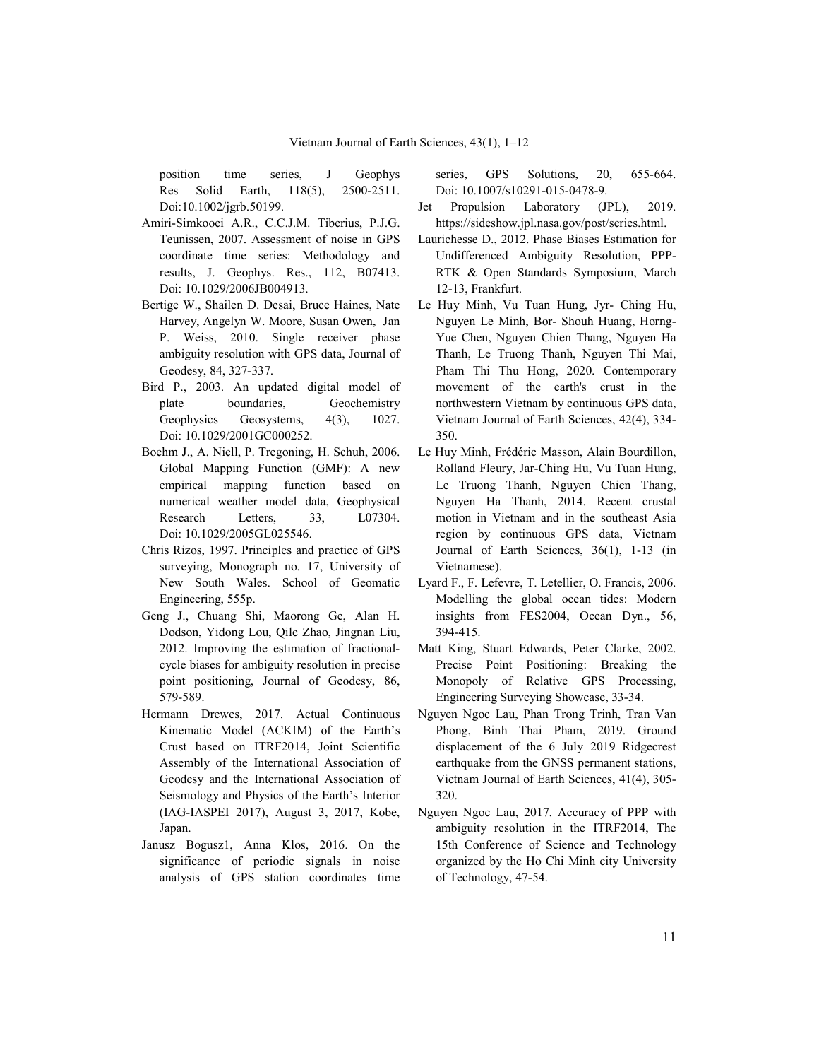position time series, J Geophys Res Solid Earth, 118(5), 2500-2511. Doi:10.1002/jgrb.50199.

Amiri-Simkooei A.R., C.C.J.M. Tiberius, P.J.G. Teunissen, 2007. Assessment of noise in GPS coordinate time series: Methodology and results, J. Geophys. Res., 112, B07413. Doi: 10.1029/2006JB004913.

Bertige W., Shailen D. Desai, Bruce Haines, Nate Harvey, Angelyn W. Moore, Susan Owen, Jan P. Weiss, 2010. Single receiver phase ambiguity resolution with GPS data, Journal of Geodesy, 84, 327-337.

Bird P., 2003. An updated digital model of plate boundaries, Geochemistry Geophysics Geosystems, 4(3), 1027. Doi: 10.1029/2001GC000252.

Boehm J., A. Niell, P. Tregoning, H. Schuh, 2006. Global Mapping Function (GMF): A new empirical mapping function based on numerical weather model data, Geophysical Research Letters, 33, L07304. Doi: 10.1029/2005GL025546.

Chris Rizos, 1997. Principles and practice of GPS surveying, Monograph no. 17, University of New South Wales. School of Geomatic Engineering, 555p.

Geng J., Chuang Shi, Maorong Ge, Alan H. Dodson, Yidong Lou, Qile Zhao, Jingnan Liu, 2012. Improving the estimation of fractional-cycle biases for ambiguity resolution in precise point positioning, Journal of Geodesy, 86, 579-589.

Hermann Drewes, 2017. Actual Continuous Kinematic Model (ACKIM) of the Earth's Crust based on ITRF2014, Joint Scientific Assembly of the International Association of Geodesy and the International Association of Seismology and Physics of the Earth's Interior (IAG-IASPEI 2017), August 3, 2017, Kobe, Japan.

Janusz Bogusz1, Anna Klos, 2016. On the significance of periodic signals in noise analysis of GPS station coordinates time series, GPS Solutions, 20, 655-664. Doi: 10.1007/s10291-015-0478-9.

Jet Propulsion Laboratory (JPL), 2019. https://sideshow.jpl.nasa.gov/post/series.html.

Laurichesse D., 2012. Phase Biases Estimation for Undifferenced Ambiguity Resolution, PPP-RTK & Open Standards Symposium, March 12-13, Frankfurt.

Le Huy Minh, Vu Tuan Hung, Jyr- Ching Hu, Nguyen Le Minh, Bor- Shouh Huang, Horng-Yue Chen, Nguyen Chien Thang, Nguyen Ha Thanh, Le Truong Thanh, Nguyen Thi Mai, Pham Thi Thu Hong, 2020. Contemporary movement of the earth's crust in the northwestern Vietnam by continuous GPS data, Vietnam Journal of Earth Sciences, 42(4), 334-350.

Le Huy Minh, Frédéric Masson, Alain Bourdillon, Rolland Fleury, Jar-Ching Hu, Vu Tuan Hung, Le Truong Thanh, Nguyen Chien Thang, Nguyen Ha Thanh, 2014. Recent crustal motion in Vietnam and in the southeast Asia region by continuous GPS data, Vietnam Journal of Earth Sciences, 36(1), 1-13 (in Vietnamese).

Lyard F., F. Lefevre, T. Letellier, O. Francis, 2006. Modelling the global ocean tides: Modern insights from FES2004, Ocean Dyn., 56, 394-415.

Matt King, Stuart Edwards, Peter Clarke, 2002. Precise Point Positioning: Breaking the Monopoly of Relative GPS Processing, Engineering Surveying Showcase, 33-34.

Nguyen Ngoc Lau, Phan Trong Trinh, Tran Van Phong, Binh Thai Pham, 2019. Ground displacement of the 6 July 2019 Ridgecrest earthquake from the GNSS permanent stations, Vietnam Journal of Earth Sciences, 41(4), 305-320.

Nguyen Ngoc Lau, 2017. Accuracy of PPP with ambiguity resolution in the ITRF2014, The 15th Conference of Science and Technology organized by the Ho Chi Minh city University of Technology, 47-54.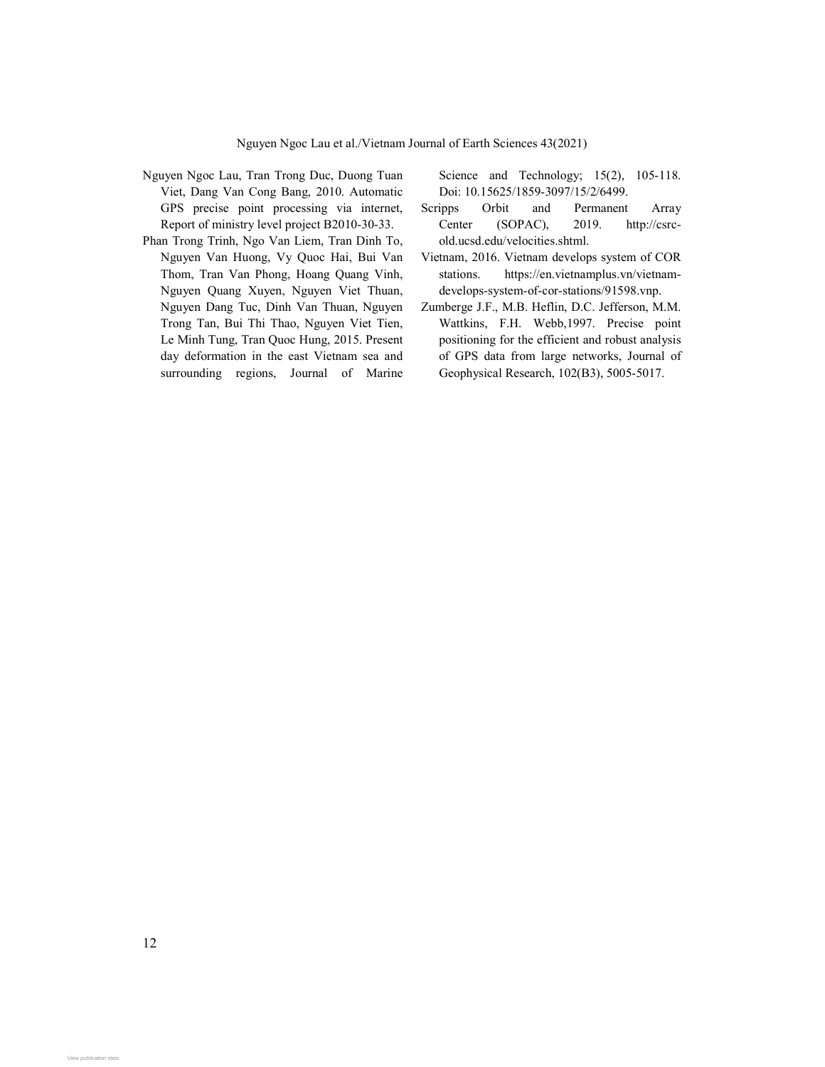Nguyen Ngoc Lau, Tran Trong Duc, Duong Tuan Viet, Dang Van Cong Bang, 2010. Automatic GPS precise point processing via internet, Report of ministry level project B2010-30-33.

Phan Trong Trinh, Ngo Van Liem, Tran Dinh To, Nguyen Van Huong, Vy Quoc Hai, Bui Van Thom, Tran Van Phong, Hoang Quang Vinh, Nguyen Quang Xuyen, Nguyen Viet Thuan, Nguyen Dang Tuc, Dinh Van Thuan, Nguyen Trong Tan, Bui Thi Thao, Nguyen Viet Tien, Le Minh Tung, Tran Quoc Hung, 2015. Present day deformation in the east Vietnam sea and surrounding regions, Journal of Marine Science and Technology; 15(2), 105-118. Doi: 10.15625/1859-3097/15/2/6499.

Scripps Orbit and Permanent Array Center (SOPAC), 2019. http://csrc-old.ucsd.edu/velocities.shtml.

Vietnam, 2016. Vietnam develops system of COR stations. https://en.vietnamplus.vn/vietnam-develops-system-of-cor-stations/91598.vnp.

Zumberge J.F., M.B. Heflin, D.C. Jefferson, M.M. Wattkins, F.H. Webb,1997. Precise point positioning for the efficient and robust analysis of GPS data from large networks, Journal of Geophysical Research, 102(B3), 5005-5017.